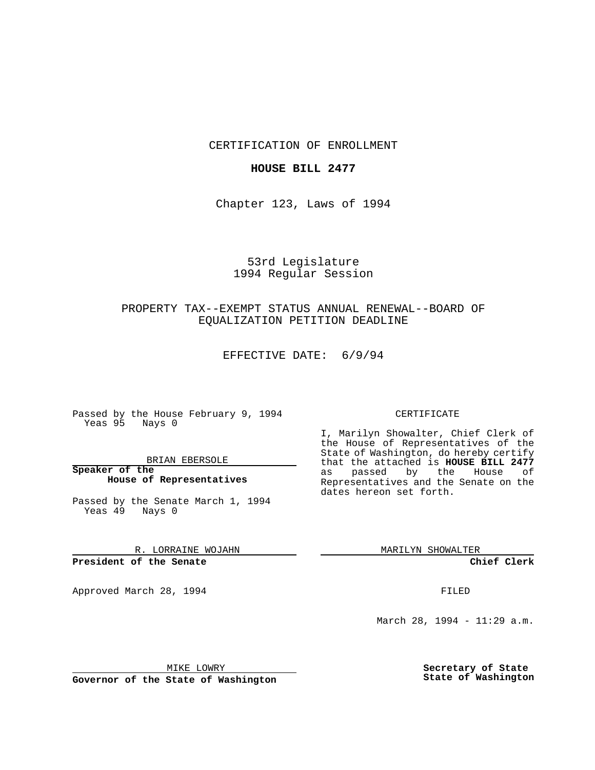CERTIFICATION OF ENROLLMENT

**HOUSE BILL 2477**

Chapter 123, Laws of 1994

53rd Legislature
1994 Regular Session

PROPERTY TAX--EXEMPT STATUS ANNUAL RENEWAL--BOARD OF EQUALIZATION PETITION DEADLINE

EFFECTIVE DATE: 6/9/94

Passed by the House February 9, 1994
Yeas 95 Nays 0

BRIAN EBERSOLE
**Speaker of the House of Representatives**

Passed by the Senate March 1, 1994
Yeas 49 Nays 0

R. LORRAINE WOJAHN
**President of the Senate**

Approved March 28, 1994

MIKE LOWRY
**Governor of the State of Washington**

CERTIFICATE

I, Marilyn Showalter, Chief Clerk of the House of Representatives of the State of Washington, do hereby certify that the attached is **HOUSE BILL 2477** as passed by the House of Representatives and the Senate on the dates hereon set forth.

MARILYN SHOWALTER
**Chief Clerk**

FILED

March 28, 1994 - 11:29 a.m.

**Secretary of State**
**State of Washington**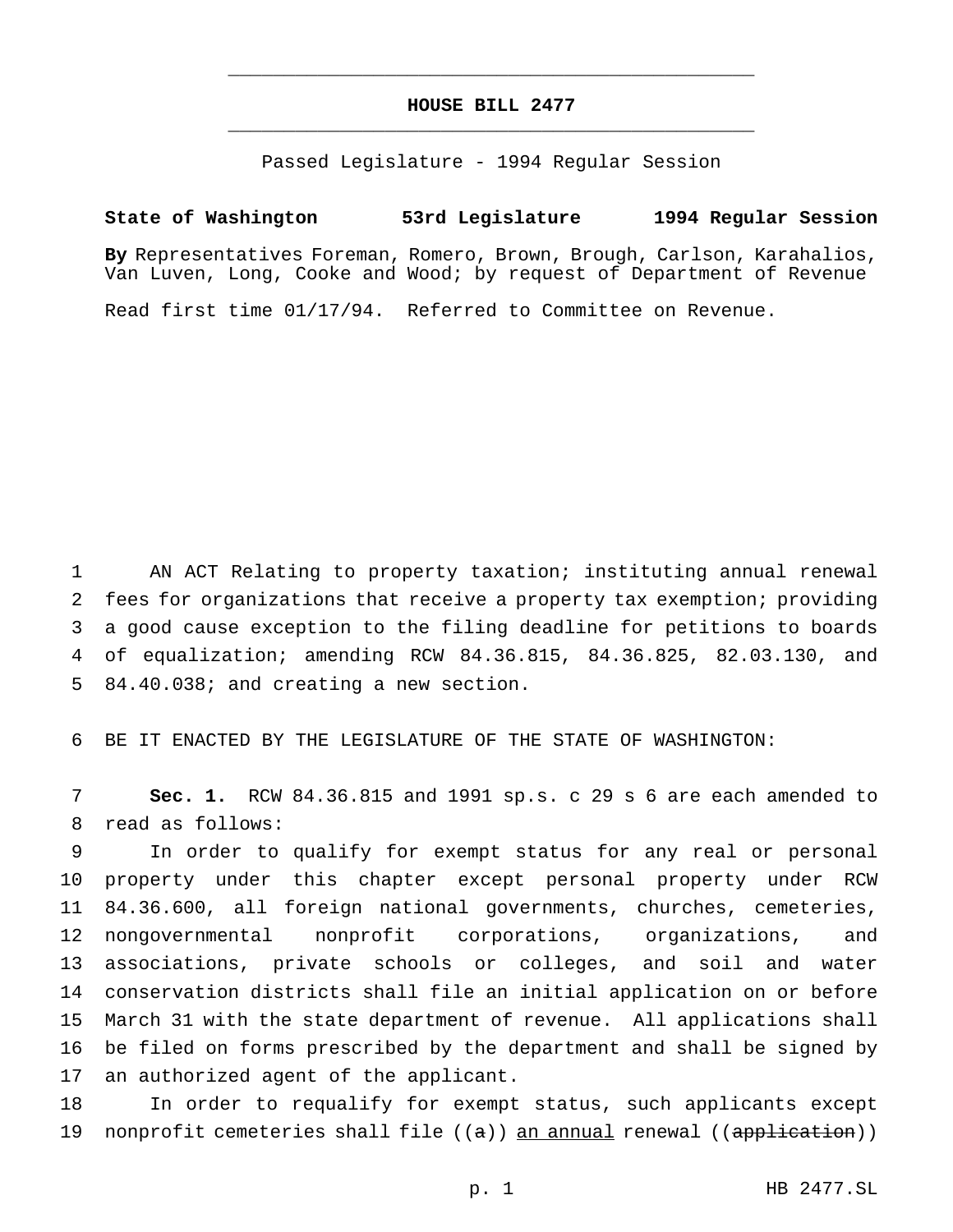# HOUSE BILL 2477

Passed Legislature - 1994 Regular Session

**State of Washington 53rd Legislature 1994 Regular Session**

**By** Representatives Foreman, Romero, Brown, Brough, Carlson, Karahalios, Van Luven, Long, Cooke and Wood; by request of Department of Revenue

Read first time 01/17/94. Referred to Committee on Revenue.

1 AN ACT Relating to property taxation; instituting annual renewal
2 fees for organizations that receive a property tax exemption; providing
3 a good cause exception to the filing deadline for petitions to boards
4 of equalization; amending RCW 84.36.815, 84.36.825, 82.03.130, and
5 84.40.038; and creating a new section.

6 BE IT ENACTED BY THE LEGISLATURE OF THE STATE OF WASHINGTON:

7 **Sec. 1.** RCW 84.36.815 and 1991 sp.s. c 29 s 6 are each amended to
8 read as follows:

9 In order to qualify for exempt status for any real or personal
10 property under this chapter except personal property under RCW
11 84.36.600, all foreign national governments, churches, cemeteries,
12 nongovernmental nonprofit corporations, organizations, and
13 associations, private schools or colleges, and soil and water
14 conservation districts shall file an initial application on or before
15 March 31 with the state department of revenue. All applications shall
16 be filed on forms prescribed by the department and shall be signed by
17 an authorized agent of the applicant.

18 In order to requalify for exempt status, such applicants except
19 nonprofit cemeteries shall file ((~~a~~)) <u>an annual</u> renewal ((~~application~~))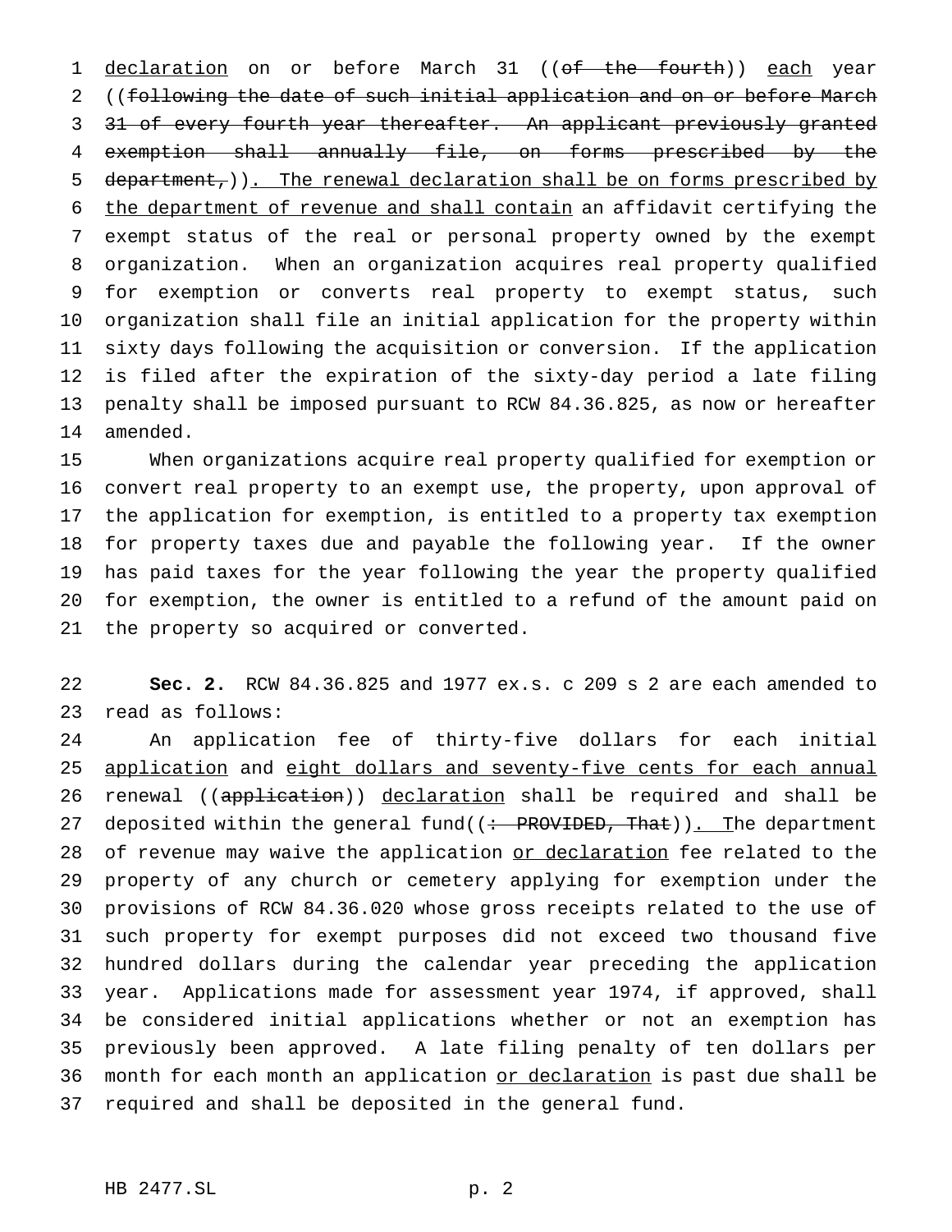declaration on or before March 31 ((~~of the fourth~~)) each year ((~~following the date of such initial application and on or before March 31 of every fourth year thereafter. An applicant previously granted exemption shall annually file, on forms prescribed by the department,~~)). The renewal declaration shall be on forms prescribed by the department of revenue and shall contain an affidavit certifying the exempt status of the real or personal property owned by the exempt organization. When an organization acquires real property qualified for exemption or converts real property to exempt status, such organization shall file an initial application for the property within sixty days following the acquisition or conversion. If the application is filed after the expiration of the sixty-day period a late filing penalty shall be imposed pursuant to RCW 84.36.825, as now or hereafter amended.

When organizations acquire real property qualified for exemption or convert real property to an exempt use, the property, upon approval of the application for exemption, is entitled to a property tax exemption for property taxes due and payable the following year. If the owner has paid taxes for the year following the year the property qualified for exemption, the owner is entitled to a refund of the amount paid on the property so acquired or converted.

**Sec. 2.** RCW 84.36.825 and 1977 ex.s. c 209 s 2 are each amended to read as follows:

An application fee of thirty-five dollars for each initial application and eight dollars and seventy-five cents for each annual renewal ((~~application~~)) declaration shall be required and shall be deposited within the general fund((~~: PROVIDED, That~~)). The department of revenue may waive the application or declaration fee related to the property of any church or cemetery applying for exemption under the provisions of RCW 84.36.020 whose gross receipts related to the use of such property for exempt purposes did not exceed two thousand five hundred dollars during the calendar year preceding the application year. Applications made for assessment year 1974, if approved, shall be considered initial applications whether or not an exemption has previously been approved. A late filing penalty of ten dollars per month for each month an application or declaration is past due shall be required and shall be deposited in the general fund.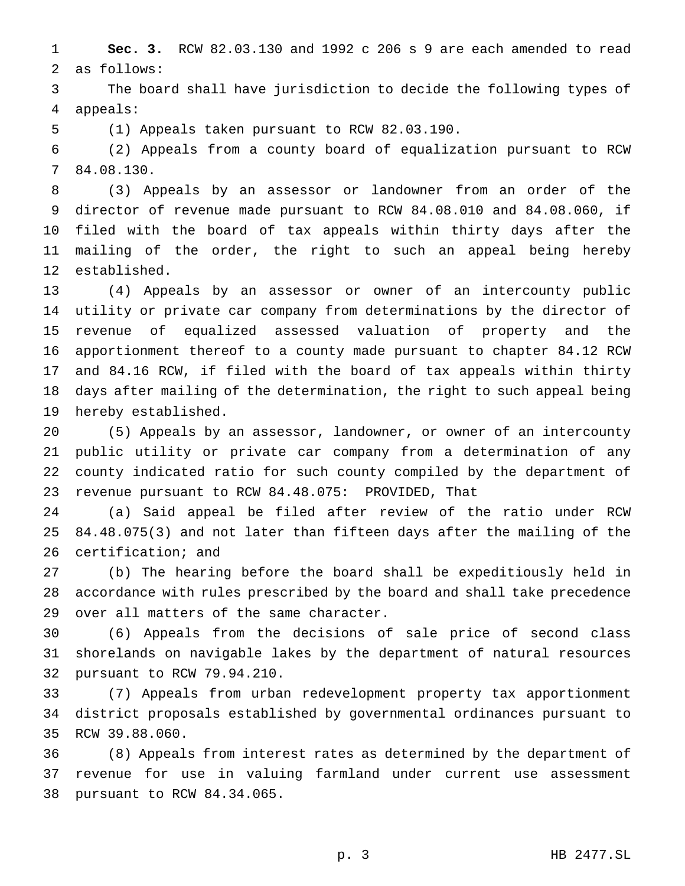**Sec. 3.** RCW 82.03.130 and 1992 c 206 s 9 are each amended to read as follows:

The board shall have jurisdiction to decide the following types of appeals:

(1) Appeals taken pursuant to RCW 82.03.190.

(2) Appeals from a county board of equalization pursuant to RCW 84.08.130.

(3) Appeals by an assessor or landowner from an order of the director of revenue made pursuant to RCW 84.08.010 and 84.08.060, if filed with the board of tax appeals within thirty days after the mailing of the order, the right to such an appeal being hereby established.

(4) Appeals by an assessor or owner of an intercounty public utility or private car company from determinations by the director of revenue of equalized assessed valuation of property and the apportionment thereof to a county made pursuant to chapter 84.12 RCW and 84.16 RCW, if filed with the board of tax appeals within thirty days after mailing of the determination, the right to such appeal being hereby established.

(5) Appeals by an assessor, landowner, or owner of an intercounty public utility or private car company from a determination of any county indicated ratio for such county compiled by the department of revenue pursuant to RCW 84.48.075: PROVIDED, That

(a) Said appeal be filed after review of the ratio under RCW 84.48.075(3) and not later than fifteen days after the mailing of the certification; and

(b) The hearing before the board shall be expeditiously held in accordance with rules prescribed by the board and shall take precedence over all matters of the same character.

(6) Appeals from the decisions of sale price of second class shorelands on navigable lakes by the department of natural resources pursuant to RCW 79.94.210.

(7) Appeals from urban redevelopment property tax apportionment district proposals established by governmental ordinances pursuant to RCW 39.88.060.

(8) Appeals from interest rates as determined by the department of revenue for use in valuing farmland under current use assessment pursuant to RCW 84.34.065.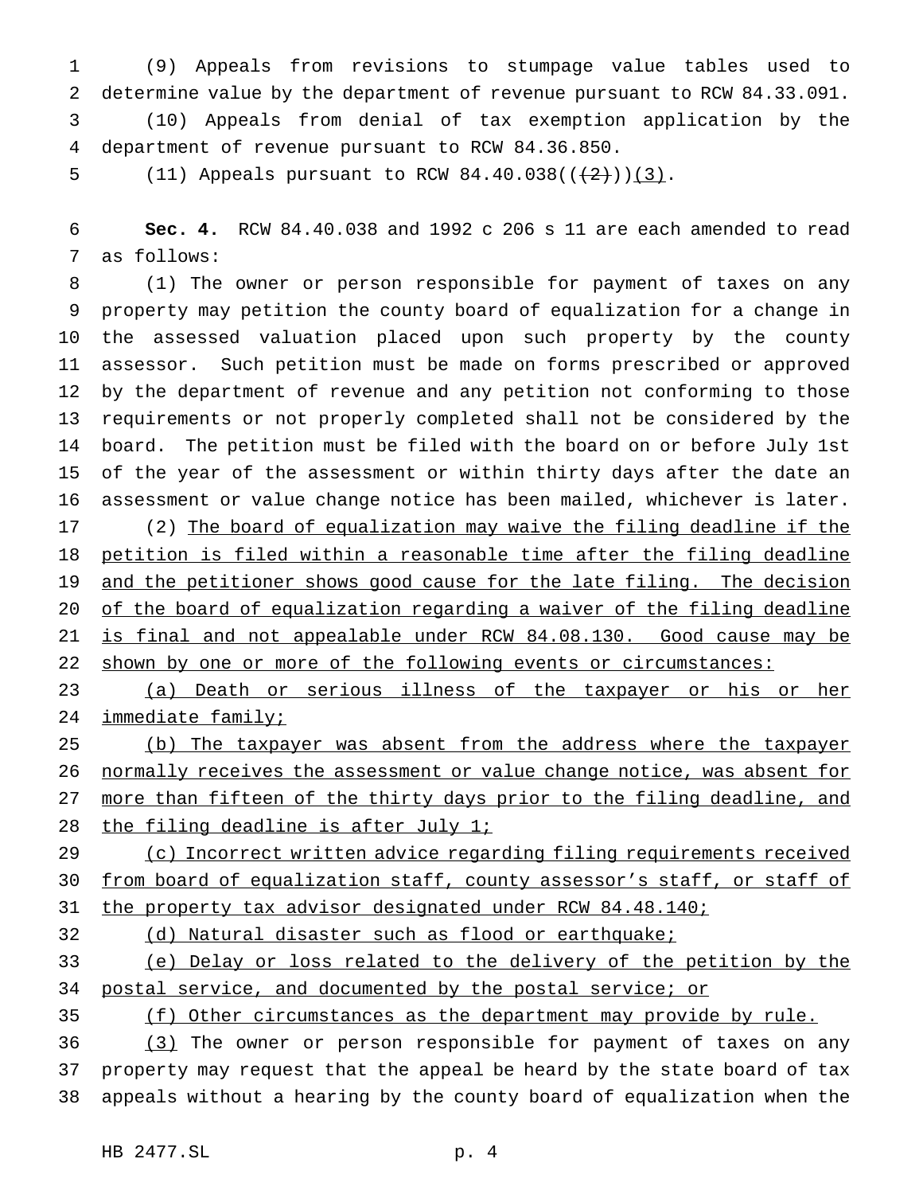(9) Appeals from revisions to stumpage value tables used to determine value by the department of revenue pursuant to RCW 84.33.091.

(10) Appeals from denial of tax exemption application by the department of revenue pursuant to RCW 84.36.850.

(11) Appeals pursuant to RCW 84.40.038(((2)))(3).

**Sec. 4.** RCW 84.40.038 and 1992 c 206 s 11 are each amended to read as follows:

(1) The owner or person responsible for payment of taxes on any property may petition the county board of equalization for a change in the assessed valuation placed upon such property by the county assessor. Such petition must be made on forms prescribed or approved by the department of revenue and any petition not conforming to those requirements or not properly completed shall not be considered by the board. The petition must be filed with the board on or before July 1st of the year of the assessment or within thirty days after the date an assessment or value change notice has been mailed, whichever is later.

(2) The board of equalization may waive the filing deadline if the petition is filed within a reasonable time after the filing deadline and the petitioner shows good cause for the late filing. The decision of the board of equalization regarding a waiver of the filing deadline is final and not appealable under RCW 84.08.130. Good cause may be shown by one or more of the following events or circumstances:

(a) Death or serious illness of the taxpayer or his or her immediate family;

(b) The taxpayer was absent from the address where the taxpayer normally receives the assessment or value change notice, was absent for more than fifteen of the thirty days prior to the filing deadline, and the filing deadline is after July 1;

(c) Incorrect written advice regarding filing requirements received from board of equalization staff, county assessor's staff, or staff of the property tax advisor designated under RCW 84.48.140;

(d) Natural disaster such as flood or earthquake;

(e) Delay or loss related to the delivery of the petition by the postal service, and documented by the postal service; or

(f) Other circumstances as the department may provide by rule.

(3) The owner or person responsible for payment of taxes on any property may request that the appeal be heard by the state board of tax appeals without a hearing by the county board of equalization when the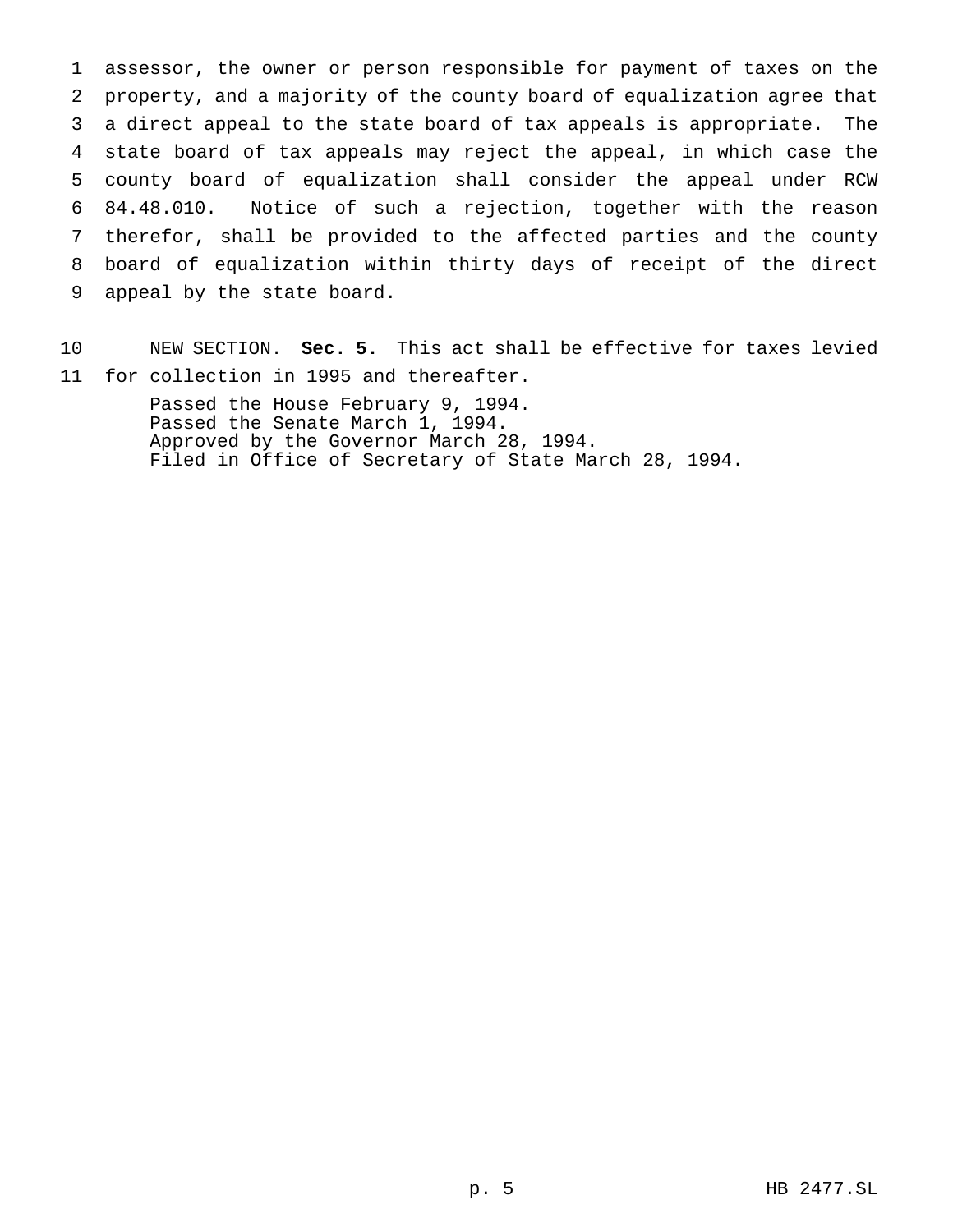assessor, the owner or person responsible for payment of taxes on the property, and a majority of the county board of equalization agree that a direct appeal to the state board of tax appeals is appropriate. The state board of tax appeals may reject the appeal, in which case the county board of equalization shall consider the appeal under RCW 84.48.010. Notice of such a rejection, together with the reason therefor, shall be provided to the affected parties and the county board of equalization within thirty days of receipt of the direct appeal by the state board.

NEW SECTION. **Sec. 5.** This act shall be effective for taxes levied for collection in 1995 and thereafter.

Passed the House February 9, 1994.
Passed the Senate March 1, 1994.
Approved by the Governor March 28, 1994.
Filed in Office of Secretary of State March 28, 1994.